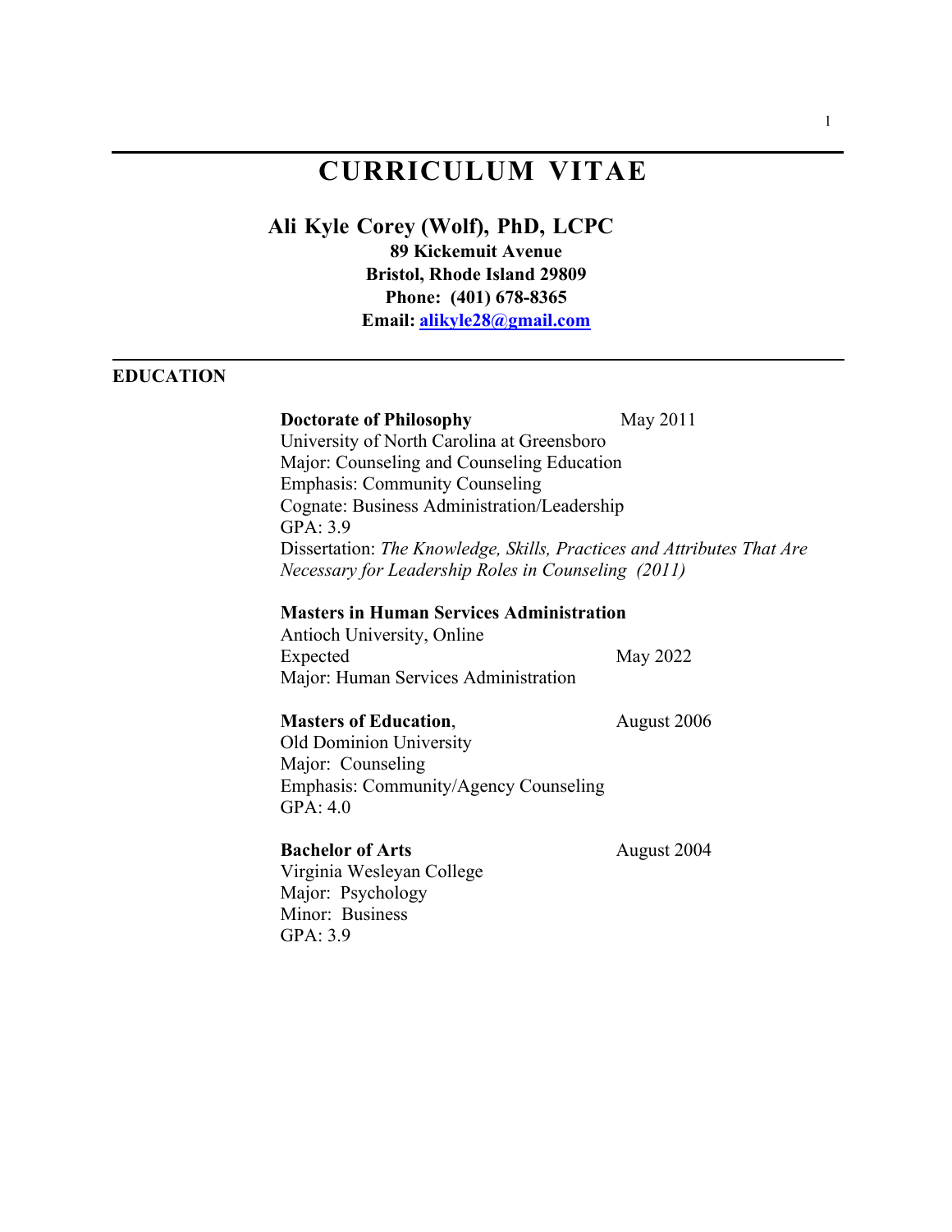# CURRICULUM VITAE

## Ali Kyle Corey (Wolf), PhD, LCPC

**89 Kickemuit Avenue**
**Bristol, Rhode Island 29809**
**Phone: (401) 678-8365**
**Email: [alikyle28@gmail.com](mailto:alikyle28@gmail.com)**

## EDUCATION

**Doctorate of Philosophy** May 2011
University of North Carolina at Greensboro
Major: Counseling and Counseling Education
Emphasis: Community Counseling
Cognate: Business Administration/Leadership
GPA: 3.9
Dissertation: *The Knowledge, Skills, Practices and Attributes That Are Necessary for Leadership Roles in Counseling (2011)*

**Masters in Human Services Administration**
Antioch University, Online
Expected May 2022
Major: Human Services Administration

**Masters of Education**, August 2006
Old Dominion University
Major: Counseling
Emphasis: Community/Agency Counseling
GPA: 4.0

**Bachelor of Arts** August 2004
Virginia Wesleyan College
Major: Psychology
Minor: Business
GPA: 3.9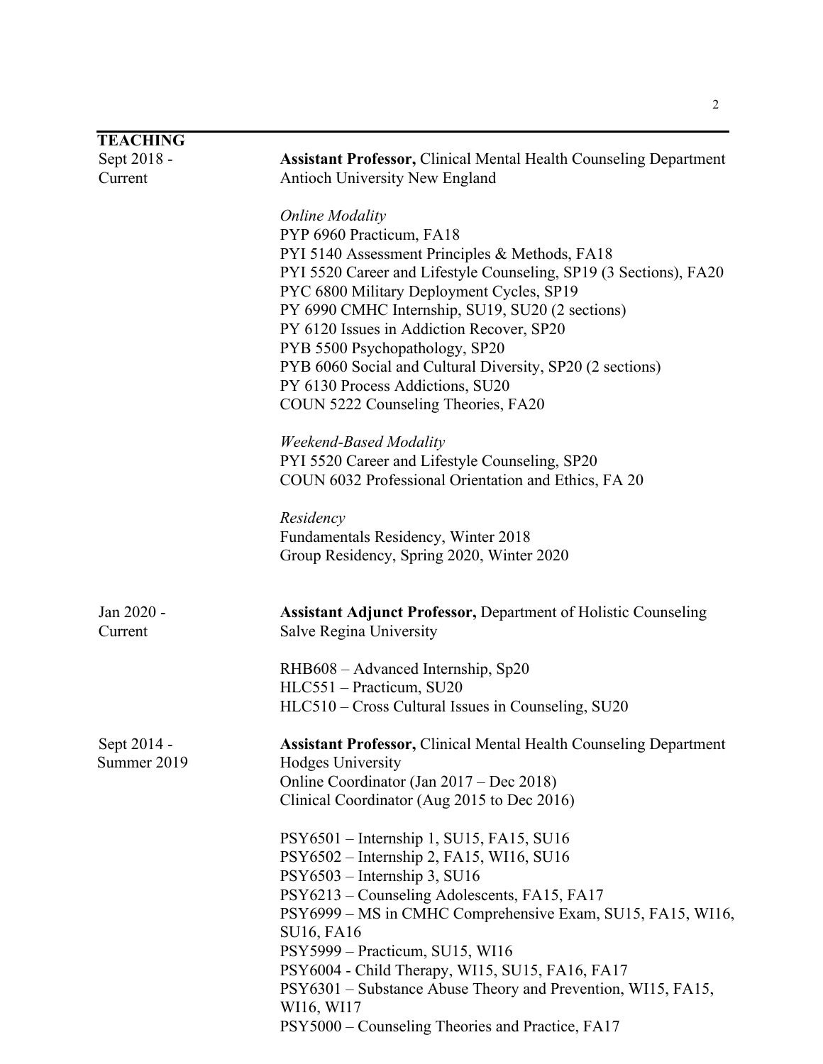## TEACHING

**Sept 2018 - Current**

**Assistant Professor,** Clinical Mental Health Counseling Department
Antioch University New England

*Online Modality*
PYP 6960 Practicum, FA18
PYI 5140 Assessment Principles & Methods, FA18
PYI 5520 Career and Lifestyle Counseling, SP19 (3 Sections), FA20
PYC 6800 Military Deployment Cycles, SP19
PY 6990 CMHC Internship, SU19, SU20 (2 sections)
PY 6120 Issues in Addiction Recover, SP20
PYB 5500 Psychopathology, SP20
PYB 6060 Social and Cultural Diversity, SP20 (2 sections)
PY 6130 Process Addictions, SU20
COUN 5222 Counseling Theories, FA20

*Weekend-Based Modality*
PYI 5520 Career and Lifestyle Counseling, SP20
COUN 6032 Professional Orientation and Ethics, FA 20

*Residency*
Fundamentals Residency, Winter 2018
Group Residency, Spring 2020, Winter 2020

**Jan 2020 - Current**

**Assistant Adjunct Professor,** Department of Holistic Counseling
Salve Regina University

RHB608 – Advanced Internship, Sp20
HLC551 – Practicum, SU20
HLC510 – Cross Cultural Issues in Counseling, SU20

**Sept 2014 - Summer 2019**

**Assistant Professor,** Clinical Mental Health Counseling Department
Hodges University
Online Coordinator (Jan 2017 – Dec 2018)
Clinical Coordinator (Aug 2015 to Dec 2016)

PSY6501 – Internship 1, SU15, FA15, SU16
PSY6502 – Internship 2, FA15, WI16, SU16
PSY6503 – Internship 3, SU16
PSY6213 – Counseling Adolescents, FA15, FA17
PSY6999 – MS in CMHC Comprehensive Exam, SU15, FA15, WI16, SU16, FA16
PSY5999 – Practicum, SU15, WI16
PSY6004 - Child Therapy, WI15, SU15, FA16, FA17
PSY6301 – Substance Abuse Theory and Prevention, WI15, FA15, WI16, WI17
PSY5000 – Counseling Theories and Practice, FA17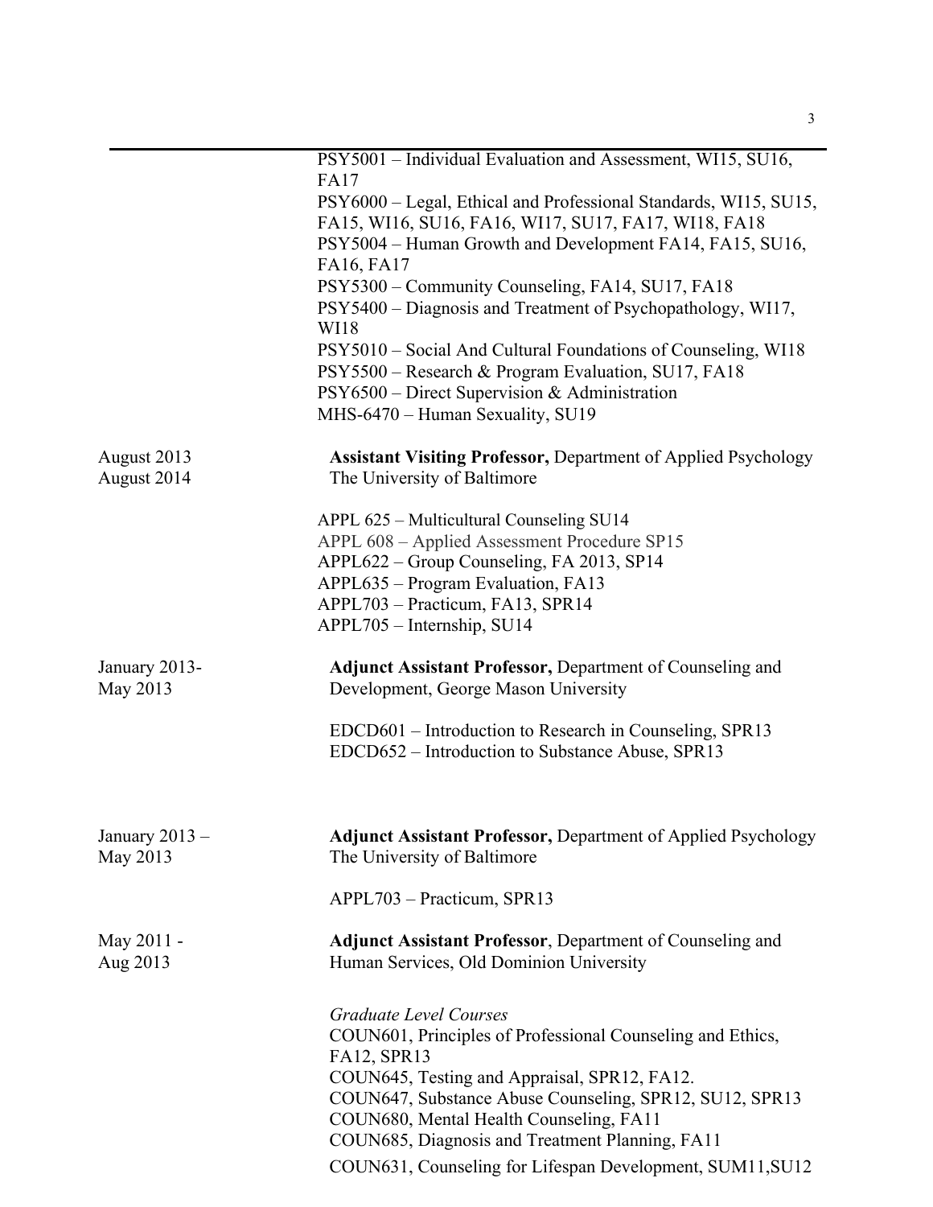PSY5001 – Individual Evaluation and Assessment, WI15, SU16, FA17
PSY6000 – Legal, Ethical and Professional Standards, WI15, SU15, FA15, WI16, SU16, FA16, WI17, SU17, FA17, WI18, FA18
PSY5004 – Human Growth and Development FA14, FA15, SU16, FA16, FA17
PSY5300 – Community Counseling, FA14, SU17, FA18
PSY5400 – Diagnosis and Treatment of Psychopathology, WI17, WI18
PSY5010 – Social And Cultural Foundations of Counseling, WI18
PSY5500 – Research & Program Evaluation, SU17, FA18
PSY6500 – Direct Supervision & Administration
MHS-6470 – Human Sexuality, SU19

August 2013
August 2014

**Assistant Visiting Professor,** Department of Applied Psychology
The University of Baltimore

APPL 625 – Multicultural Counseling SU14
APPL 608 – Applied Assessment Procedure SP15
APPL622 – Group Counseling, FA 2013, SP14
APPL635 – Program Evaluation, FA13
APPL703 – Practicum, FA13, SPR14
APPL705 – Internship, SU14

January 2013-
May 2013

**Adjunct Assistant Professor,** Department of Counseling and Development, George Mason University

EDCD601 – Introduction to Research in Counseling, SPR13
EDCD652 – Introduction to Substance Abuse, SPR13

January 2013 –
May 2013

**Adjunct Assistant Professor,** Department of Applied Psychology
The University of Baltimore

APPL703 – Practicum, SPR13

May 2011 -
Aug 2013

**Adjunct Assistant Professor**, Department of Counseling and Human Services, Old Dominion University

*Graduate Level Courses*
COUN601, Principles of Professional Counseling and Ethics, FA12, SPR13
COUN645, Testing and Appraisal, SPR12, FA12.
COUN647, Substance Abuse Counseling, SPR12, SU12, SPR13
COUN680, Mental Health Counseling, FA11
COUN685, Diagnosis and Treatment Planning, FA11
COUN631, Counseling for Lifespan Development, SUM11,SU12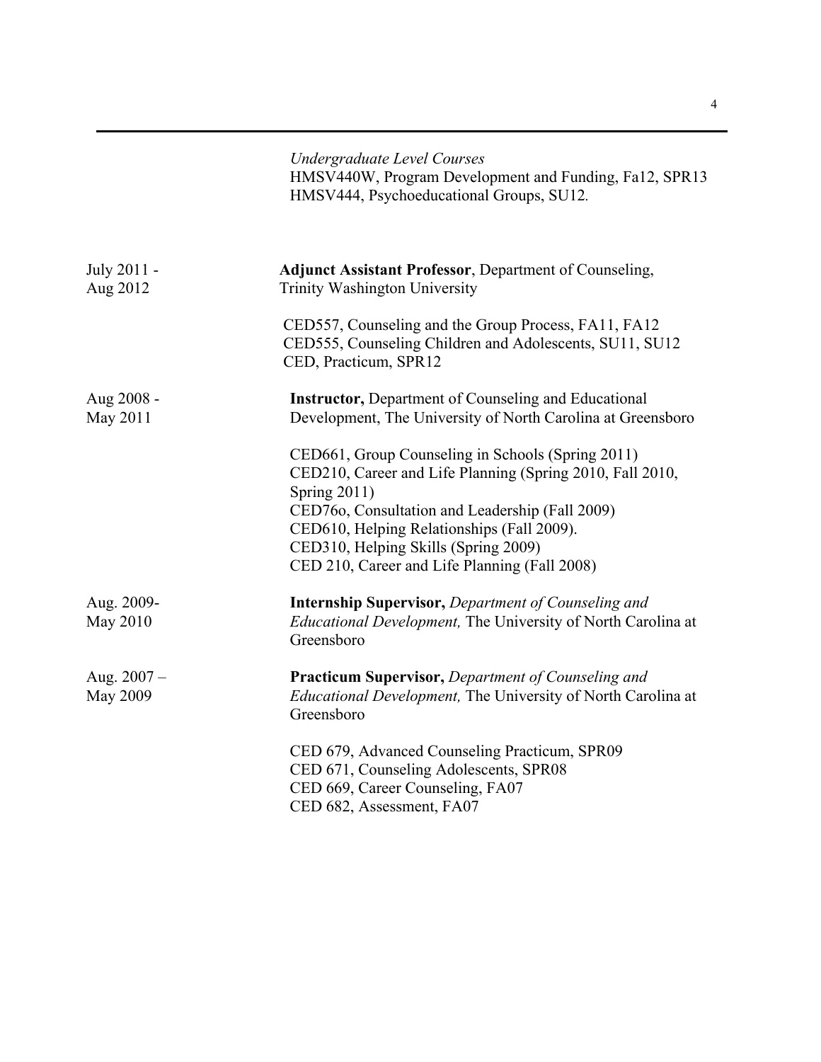*Undergraduate Level Courses*
HMSV440W, Program Development and Funding, Fa12, SPR13
HMSV444, Psychoeducational Groups, SU12.

July 2011 - Aug 2012 — **Adjunct Assistant Professor**, Department of Counseling, Trinity Washington University

CED557, Counseling and the Group Process, FA11, FA12
CED555, Counseling Children and Adolescents, SU11, SU12
CED, Practicum, SPR12

Aug 2008 - May 2011 — **Instructor,** Department of Counseling and Educational Development, The University of North Carolina at Greensboro

CED661, Group Counseling in Schools (Spring 2011)
CED210, Career and Life Planning (Spring 2010, Fall 2010, Spring 2011)
CED76o, Consultation and Leadership (Fall 2009)
CED610, Helping Relationships (Fall 2009).
CED310, Helping Skills (Spring 2009)
CED 210, Career and Life Planning (Fall 2008)

Aug. 2009- May 2010 — **Internship Supervisor,** *Department of Counseling and Educational Development,* The University of North Carolina at Greensboro

Aug. 2007 – May 2009 — **Practicum Supervisor,** *Department of Counseling and Educational Development,* The University of North Carolina at Greensboro

CED 679, Advanced Counseling Practicum, SPR09
CED 671, Counseling Adolescents, SPR08
CED 669, Career Counseling, FA07
CED 682, Assessment, FA07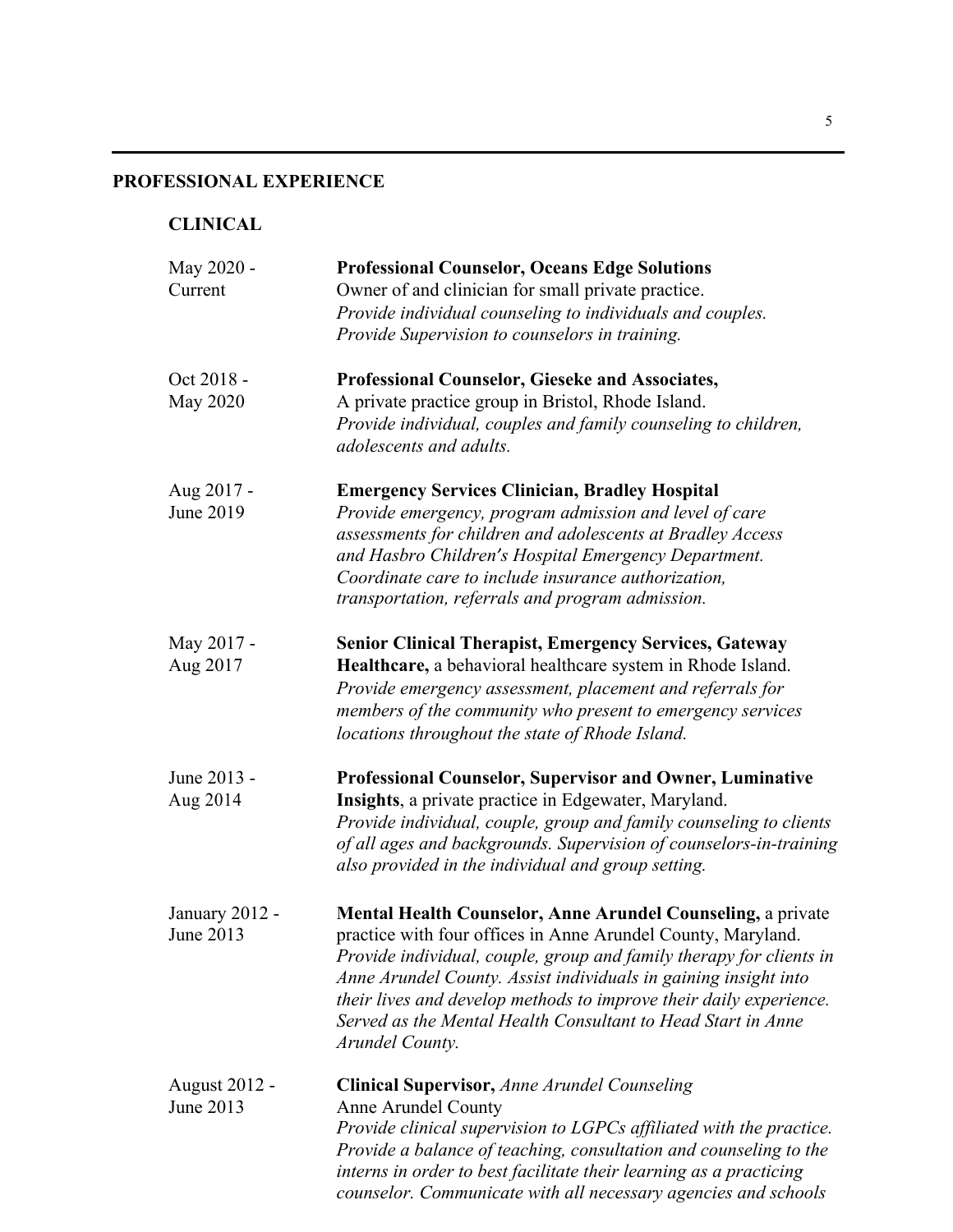## PROFESSIONAL EXPERIENCE

### CLINICAL

May 2020 - Current
**Professional Counselor, Oceans Edge Solutions**
Owner of and clinician for small private practice.
*Provide individual counseling to individuals and couples.*
*Provide Supervision to counselors in training.*

Oct 2018 - May 2020
**Professional Counselor, Gieseke and Associates,**
A private practice group in Bristol, Rhode Island.
*Provide individual, couples and family counseling to children, adolescents and adults.*

Aug 2017 - June 2019
**Emergency Services Clinician, Bradley Hospital**
*Provide emergency, program admission and level of care assessments for children and adolescents at Bradley Access and Hasbro Children's Hospital Emergency Department. Coordinate care to include insurance authorization, transportation, referrals and program admission.*

May 2017 - Aug 2017
**Senior Clinical Therapist, Emergency Services, Gateway Healthcare,** a behavioral healthcare system in Rhode Island.
*Provide emergency assessment, placement and referrals for members of the community who present to emergency services locations throughout the state of Rhode Island.*

June 2013 - Aug 2014
**Professional Counselor, Supervisor and Owner, Luminative Insights**, a private practice in Edgewater, Maryland.
*Provide individual, couple, group and family counseling to clients of all ages and backgrounds. Supervision of counselors-in-training also provided in the individual and group setting.*

January 2012 - June 2013
**Mental Health Counselor, Anne Arundel Counseling,** a private practice with four offices in Anne Arundel County, Maryland.
*Provide individual, couple, group and family therapy for clients in Anne Arundel County. Assist individuals in gaining insight into their lives and develop methods to improve their daily experience. Served as the Mental Health Consultant to Head Start in Anne Arundel County.*

August 2012 - June 2013
**Clinical Supervisor,** *Anne Arundel Counseling*
Anne Arundel County
*Provide clinical supervision to LGPCs affiliated with the practice. Provide a balance of teaching, consultation and counseling to the interns in order to best facilitate their learning as a practicing counselor. Communicate with all necessary agencies and schools*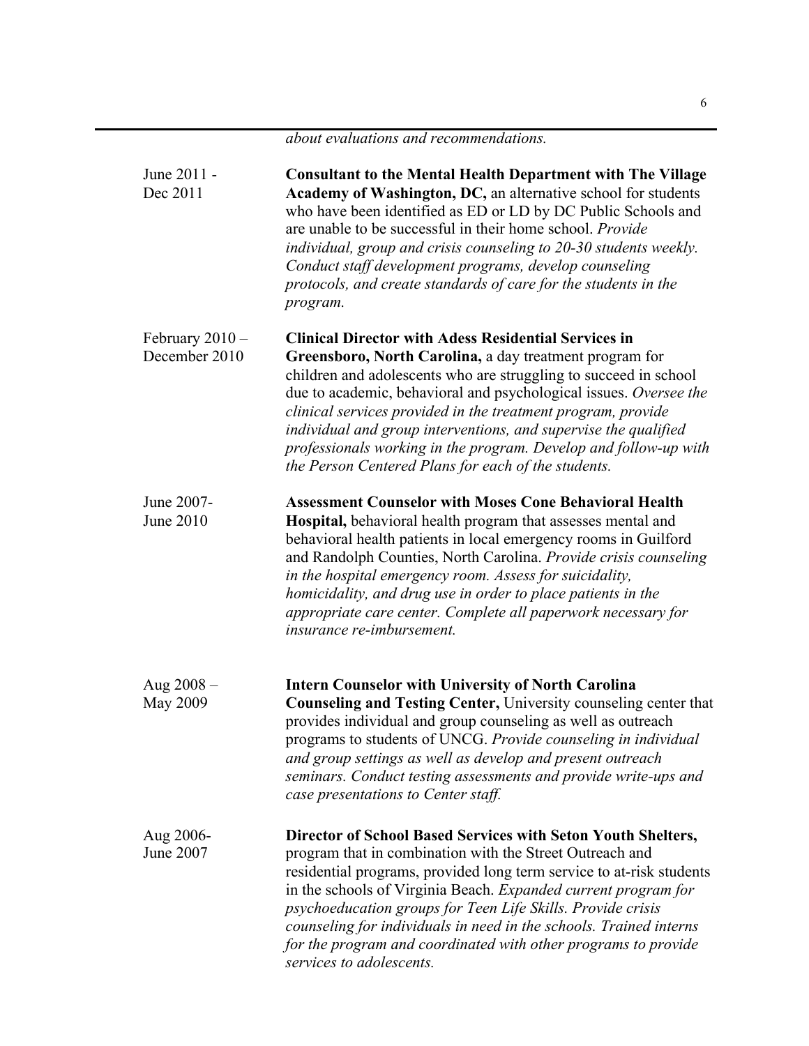*about evaluations and recommendations.*

June 2011 - Dec 2011

**Consultant to the Mental Health Department with The Village Academy of Washington, DC,** an alternative school for students who have been identified as ED or LD by DC Public Schools and are unable to be successful in their home school. *Provide individual, group and crisis counseling to 20-30 students weekly. Conduct staff development programs, develop counseling protocols, and create standards of care for the students in the program.*

February 2010 – December 2010

**Clinical Director with Adess Residential Services in Greensboro, North Carolina,** a day treatment program for children and adolescents who are struggling to succeed in school due to academic, behavioral and psychological issues. *Oversee the clinical services provided in the treatment program, provide individual and group interventions, and supervise the qualified professionals working in the program. Develop and follow-up with the Person Centered Plans for each of the students.*

June 2007- June 2010

**Assessment Counselor with Moses Cone Behavioral Health Hospital,** behavioral health program that assesses mental and behavioral health patients in local emergency rooms in Guilford and Randolph Counties, North Carolina. *Provide crisis counseling in the hospital emergency room. Assess for suicidality, homicidality, and drug use in order to place patients in the appropriate care center. Complete all paperwork necessary for insurance re-imbursement.*

Aug 2008 – May 2009

**Intern Counselor with University of North Carolina Counseling and Testing Center,** University counseling center that provides individual and group counseling as well as outreach programs to students of UNCG. *Provide counseling in individual and group settings as well as develop and present outreach seminars. Conduct testing assessments and provide write-ups and case presentations to Center staff.*

Aug 2006- June 2007

**Director of School Based Services with Seton Youth Shelters,** program that in combination with the Street Outreach and residential programs, provided long term service to at-risk students in the schools of Virginia Beach. *Expanded current program for psychoeducation groups for Teen Life Skills. Provide crisis counseling for individuals in need in the schools. Trained interns for the program and coordinated with other programs to provide services to adolescents.*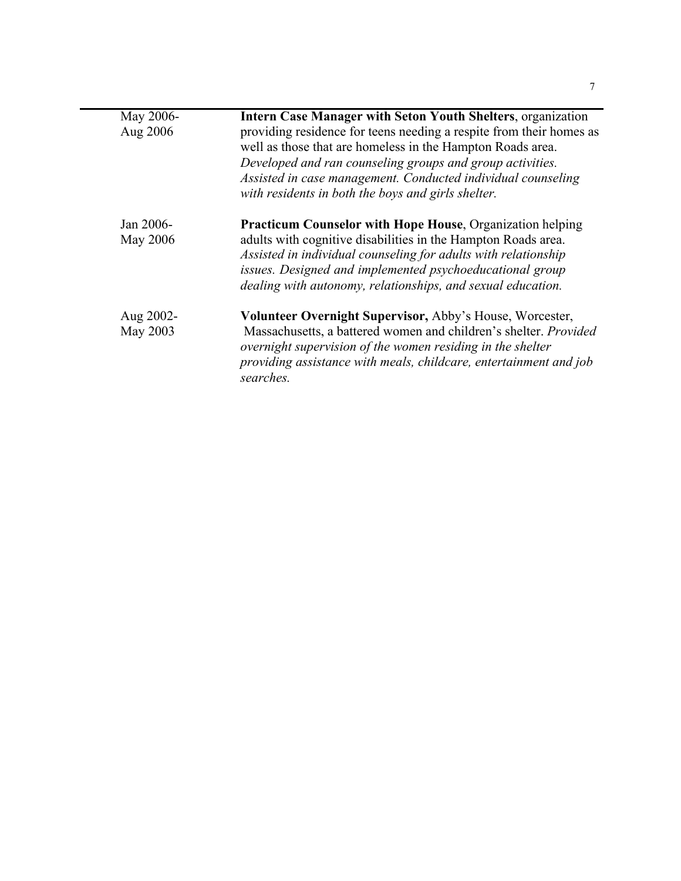| | |
|---|---|
| May 2006-<br>Aug 2006 | **Intern Case Manager with Seton Youth Shelters**, organization providing residence for teens needing a respite from their homes as well as those that are homeless in the Hampton Roads area. *Developed and ran counseling groups and group activities. Assisted in case management. Conducted individual counseling with residents in both the boys and girls shelter.* |
| Jan 2006-<br>May 2006 | **Practicum Counselor with Hope House**, Organization helping adults with cognitive disabilities in the Hampton Roads area. *Assisted in individual counseling for adults with relationship issues. Designed and implemented psychoeducational group dealing with autonomy, relationships, and sexual education.* |
| Aug 2002-<br>May 2003 | **Volunteer Overnight Supervisor,** Abby's House, Worcester, Massachusetts, a battered women and children's shelter. *Provided overnight supervision of the women residing in the shelter providing assistance with meals, childcare, entertainment and job searches.* |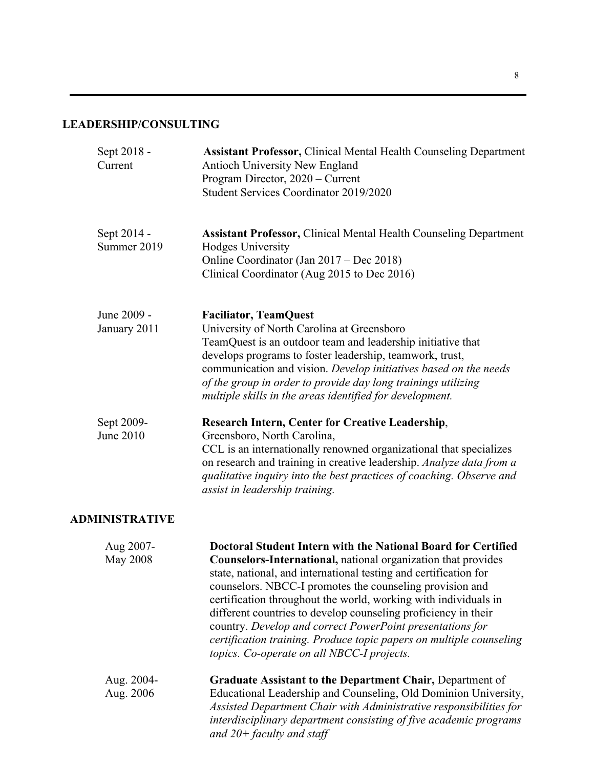## LEADERSHIP/CONSULTING

Sept 2018 - Current
**Assistant Professor,** Clinical Mental Health Counseling Department
Antioch University New England
Program Director, 2020 – Current
Student Services Coordinator 2019/2020

Sept 2014 - Summer 2019
**Assistant Professor,** Clinical Mental Health Counseling Department
Hodges University
Online Coordinator (Jan 2017 – Dec 2018)
Clinical Coordinator (Aug 2015 to Dec 2016)

June 2009 - January 2011
**Faciliator, TeamQuest**
University of North Carolina at Greensboro
TeamQuest is an outdoor team and leadership initiative that develops programs to foster leadership, teamwork, trust, communication and vision. *Develop initiatives based on the needs of the group in order to provide day long trainings utilizing multiple skills in the areas identified for development.*

Sept 2009- June 2010
**Research Intern, Center for Creative Leadership**,
Greensboro, North Carolina,
CCL is an internationally renowned organizational that specializes on research and training in creative leadership. *Analyze data from a qualitative inquiry into the best practices of coaching. Observe and assist in leadership training.*

## ADMINISTRATIVE

Aug 2007- May 2008
**Doctoral Student Intern with the National Board for Certified Counselors-International,** national organization that provides state, national, and international testing and certification for counselors. NBCC-I promotes the counseling provision and certification throughout the world, working with individuals in different countries to develop counseling proficiency in their country. *Develop and correct PowerPoint presentations for certification training. Produce topic papers on multiple counseling topics. Co-operate on all NBCC-I projects.*

Aug. 2004- Aug. 2006
**Graduate Assistant to the Department Chair,** Department of Educational Leadership and Counseling, Old Dominion University, *Assisted Department Chair with Administrative responsibilities for interdisciplinary department consisting of five academic programs and 20+ faculty and staff*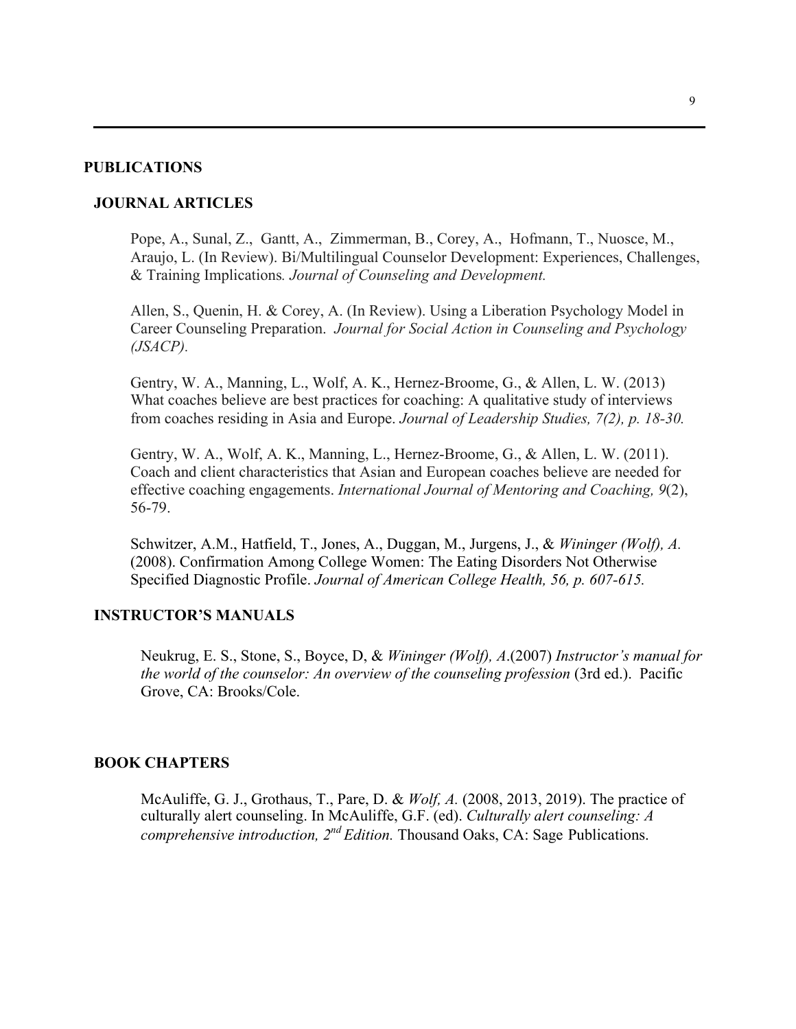## PUBLICATIONS

### JOURNAL ARTICLES

Pope, A., Sunal, Z., Gantt, A., Zimmerman, B., Corey, A., Hofmann, T., Nuosce, M., Araujo, L. (In Review). Bi/Multilingual Counselor Development: Experiences, Challenges, & Training Implications*. Journal of Counseling and Development.*

Allen, S., Quenin, H. & Corey, A. (In Review). Using a Liberation Psychology Model in Career Counseling Preparation. *Journal for Social Action in Counseling and Psychology (JSACP).*

Gentry, W. A., Manning, L., Wolf, A. K., Hernez-Broome, G., & Allen, L. W. (2013) What coaches believe are best practices for coaching: A qualitative study of interviews from coaches residing in Asia and Europe. *Journal of Leadership Studies, 7(2), p. 18-30.*

Gentry, W. A., Wolf, A. K., Manning, L., Hernez-Broome, G., & Allen, L. W. (2011). Coach and client characteristics that Asian and European coaches believe are needed for effective coaching engagements. *International Journal of Mentoring and Coaching, 9*(2), 56-79.

Schwitzer, A.M., Hatfield, T., Jones, A., Duggan, M., Jurgens, J., & *Wininger (Wolf), A.* (2008). Confirmation Among College Women: The Eating Disorders Not Otherwise Specified Diagnostic Profile. *Journal of American College Health, 56, p. 607-615.*

### INSTRUCTOR'S MANUALS

Neukrug, E. S., Stone, S., Boyce, D, & *Wininger (Wolf), A*.(2007) *Instructor's manual for the world of the counselor: An overview of the counseling profession* (3rd ed.). Pacific Grove, CA: Brooks/Cole.

### BOOK CHAPTERS

McAuliffe, G. J., Grothaus, T., Pare, D. & *Wolf, A.* (2008, 2013, 2019). The practice of culturally alert counseling. In McAuliffe, G.F. (ed). *Culturally alert counseling: A comprehensive introduction, 2nd Edition.* Thousand Oaks, CA: Sage Publications.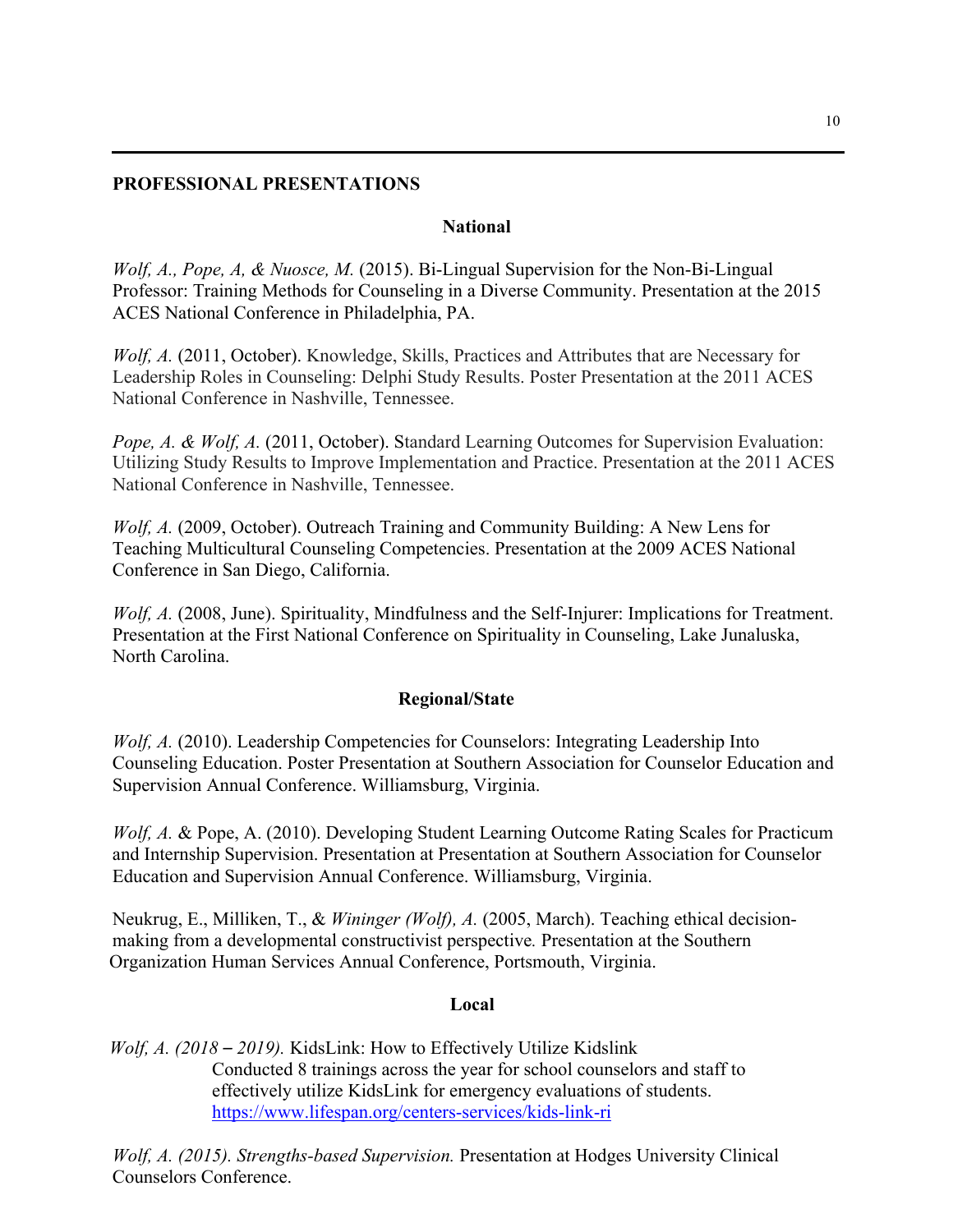## PROFESSIONAL PRESENTATIONS

### National

*Wolf, A., Pope, A, & Nuosce, M.* (2015). Bi-Lingual Supervision for the Non-Bi-Lingual Professor: Training Methods for Counseling in a Diverse Community. Presentation at the 2015 ACES National Conference in Philadelphia, PA.

*Wolf, A.* (2011, October). Knowledge, Skills, Practices and Attributes that are Necessary for Leadership Roles in Counseling: Delphi Study Results. Poster Presentation at the 2011 ACES National Conference in Nashville, Tennessee.

*Pope, A. & Wolf, A.* (2011, October). Standard Learning Outcomes for Supervision Evaluation: Utilizing Study Results to Improve Implementation and Practice. Presentation at the 2011 ACES National Conference in Nashville, Tennessee.

*Wolf, A.* (2009, October). Outreach Training and Community Building: A New Lens for Teaching Multicultural Counseling Competencies. Presentation at the 2009 ACES National Conference in San Diego, California.

*Wolf, A.* (2008, June). Spirituality, Mindfulness and the Self-Injurer: Implications for Treatment. Presentation at the First National Conference on Spirituality in Counseling, Lake Junaluska, North Carolina.

### Regional/State

*Wolf, A.* (2010). Leadership Competencies for Counselors: Integrating Leadership Into Counseling Education. Poster Presentation at Southern Association for Counselor Education and Supervision Annual Conference. Williamsburg, Virginia.

*Wolf, A.* & Pope, A. (2010). Developing Student Learning Outcome Rating Scales for Practicum and Internship Supervision. Presentation at Presentation at Southern Association for Counselor Education and Supervision Annual Conference. Williamsburg, Virginia.

Neukrug, E., Milliken, T., & *Wininger (Wolf), A.* (2005, March). Teaching ethical decision-making from a developmental constructivist perspective*.* Presentation at the Southern Organization Human Services Annual Conference, Portsmouth, Virginia.

### Local

*Wolf, A. (2018 – 2019).* KidsLink: How to Effectively Utilize Kidslink
Conducted 8 trainings across the year for school counselors and staff to effectively utilize KidsLink for emergency evaluations of students.
https://www.lifespan.org/centers-services/kids-link-ri

*Wolf, A. (2015). Strengths-based Supervision.* Presentation at Hodges University Clinical Counselors Conference.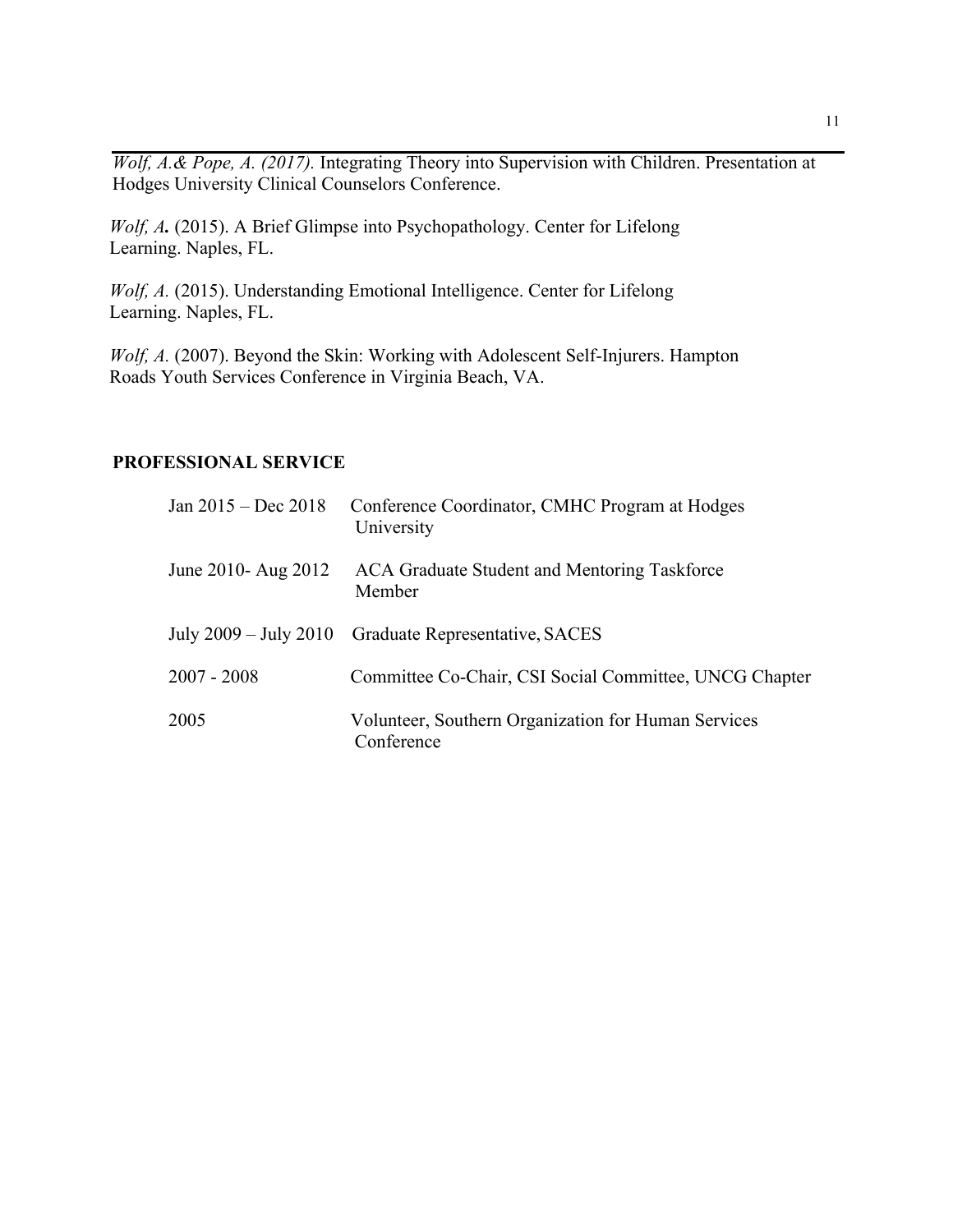*Wolf, A.& Pope, A. (2017).* Integrating Theory into Supervision with Children. Presentation at Hodges University Clinical Counselors Conference.

*Wolf, A.* (2015). A Brief Glimpse into Psychopathology. Center for Lifelong Learning. Naples, FL.

*Wolf, A.* (2015). Understanding Emotional Intelligence. Center for Lifelong Learning. Naples, FL.

*Wolf, A.* (2007). Beyond the Skin: Working with Adolescent Self-Injurers. Hampton Roads Youth Services Conference in Virginia Beach, VA.

## PROFESSIONAL SERVICE

| | |
|---|---|
| Jan 2015 – Dec 2018 | Conference Coordinator, CMHC Program at Hodges University |
| June 2010- Aug 2012 | ACA Graduate Student and Mentoring Taskforce Member |
| July 2009 – July 2010 | Graduate Representative, SACES |
| 2007 - 2008 | Committee Co-Chair, CSI Social Committee, UNCG Chapter |
| 2005 | Volunteer, Southern Organization for Human Services Conference |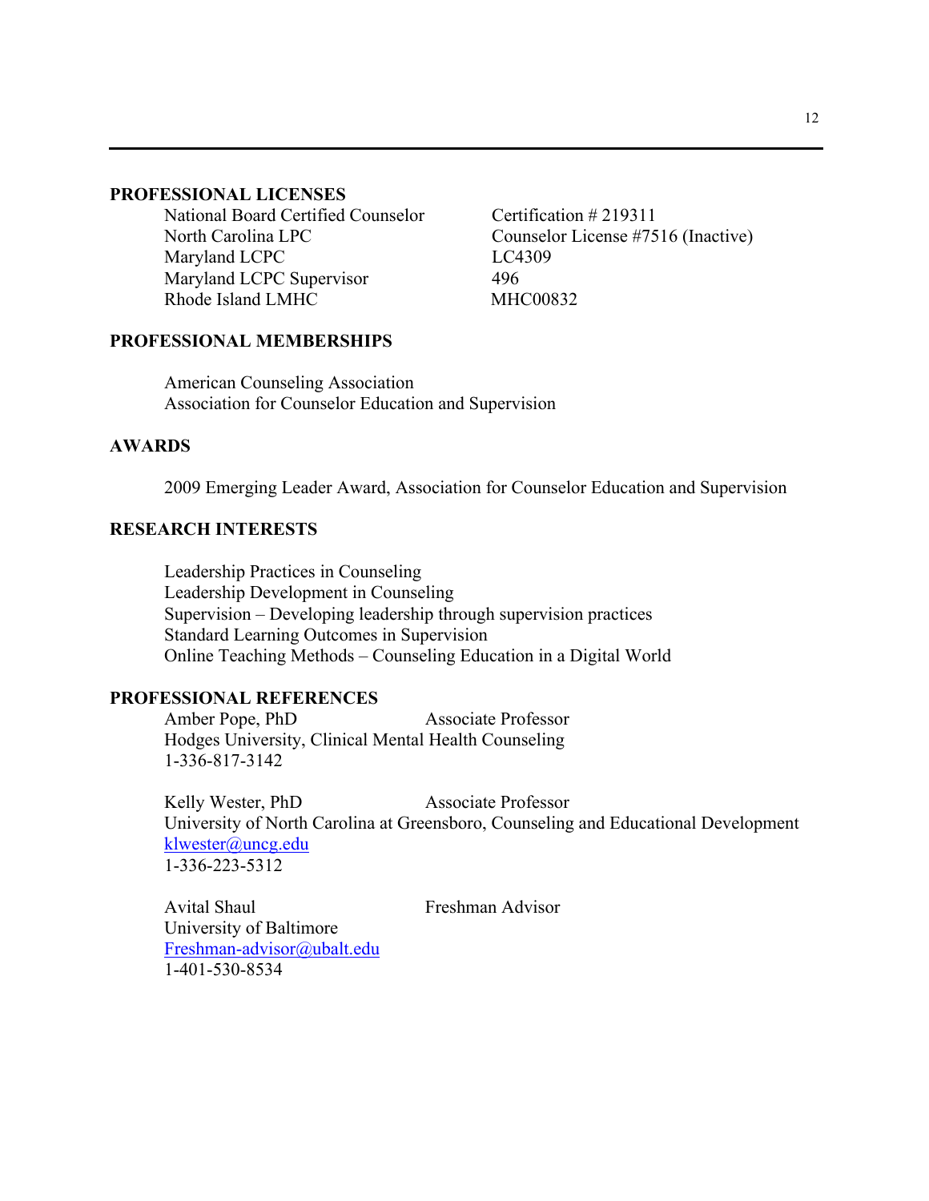## PROFESSIONAL LICENSES

| | |
|---|---|
| National Board Certified Counselor | Certification # 219311 |
| North Carolina LPC | Counselor License #7516 (Inactive) |
| Maryland LCPC | LC4309 |
| Maryland LCPC Supervisor | 496 |
| Rhode Island LMHC | MHC00832 |

## PROFESSIONAL MEMBERSHIPS

American Counseling Association
Association for Counselor Education and Supervision

## AWARDS

2009 Emerging Leader Award, Association for Counselor Education and Supervision

## RESEARCH INTERESTS

Leadership Practices in Counseling
Leadership Development in Counseling
Supervision – Developing leadership through supervision practices
Standard Learning Outcomes in Supervision
Online Teaching Methods – Counseling Education in a Digital World

## PROFESSIONAL REFERENCES

Amber Pope, PhD — Associate Professor
Hodges University, Clinical Mental Health Counseling
1-336-817-3142

Kelly Wester, PhD — Associate Professor
University of North Carolina at Greensboro, Counseling and Educational Development
klwester@uncg.edu
1-336-223-5312

Avital Shaul — Freshman Advisor
University of Baltimore
Freshman-advisor@ubalt.edu
1-401-530-8534